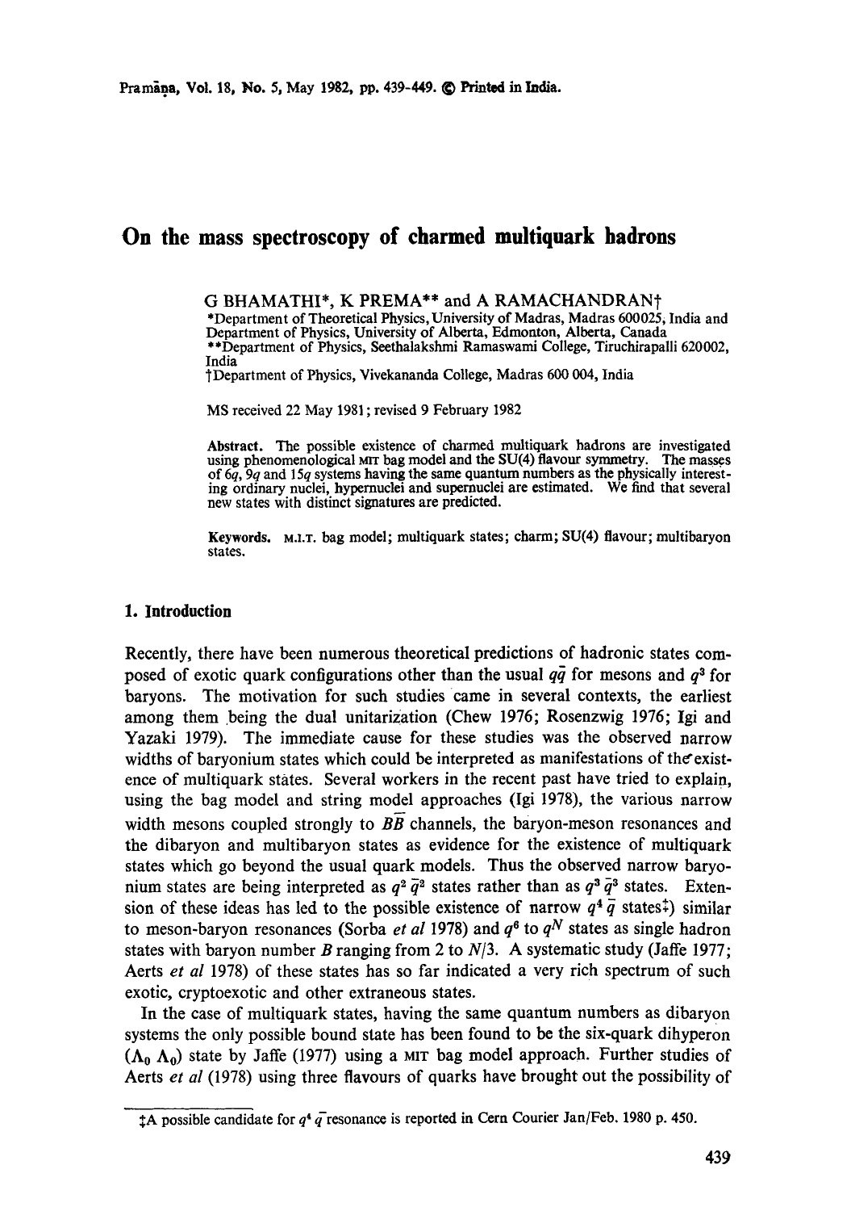# On the mass spectroscopy of charmed multiquark hadrons

G BHAMATHI*, K PREMA** and A RAMACHANDRAN†

*Department of Theoretical Physics, University of Madras, Madras 600025, India and Department of Physics, University of Alberta, Edmonton, Alberta, Canada

**Department of Physics, Seethalakshmi Ramaswami College, Tiruchirapalli 620002, India

†Department of Physics, Vivekananda College, Madras 600 004, India

MS received 22 May 1981; revised 9 February 1982

**Abstract.** The possible existence of charmed multiquark hadrons are investigated using phenomenological MIT bag model and the SU(4) flavour symmetry. The masses of $6q$, $9q$ and $15q$ systems having the same quantum numbers as the physically interesting ordinary nuclei, hypernuclei and supernuclei are estimated. We find that several new states with distinct signatures are predicted.

**Keywords.** M.I.T. bag model; multiquark states; charm; SU(4) flavour; multibaryon states.

## 1. Introduction

Recently, there have been numerous theoretical predictions of hadronic states composed of exotic quark configurations other than the usual $q\bar{q}$ for mesons and $q^3$ for baryons. The motivation for such studies came in several contexts, the earliest among them being the dual unitarization (Chew 1976; Rosenzwig 1976; Igi and Yazaki 1979). The immediate cause for these studies was the observed narrow widths of baryonium states which could be interpreted as manifestations of the existence of multiquark states. Several workers in the recent past have tried to explain, using the bag model and string model approaches (Igi 1978), the various narrow width mesons coupled strongly to $B\bar{B}$ channels, the baryon-meson resonances and the dibaryon and multibaryon states as evidence for the existence of multiquark states which go beyond the usual quark models. Thus the observed narrow baryonium states are being interpreted as $q^2\bar{q}^2$ states rather than as $q^3\bar{q}^3$ states. Extension of these ideas has led to the possible existence of narrow $q^4\bar{q}$ states‡) similar to meson-baryon resonances (Sorba *et al* 1978) and $q^6$ to $q^N$ states as single hadron states with baryon number $B$ ranging from 2 to $N/3$. A systematic study (Jaffe 1977; Aerts *et al* 1978) of these states has so far indicated a very rich spectrum of such exotic, cryptoexotic and other extraneous states.

In the case of multiquark states, having the same quantum numbers as dibaryon systems the only possible bound state has been found to be the six-quark dihyperon ($\Lambda_0\Lambda_0$) state by Jaffe (1977) using a MIT bag model approach. Further studies of Aerts *et al* (1978) using three flavours of quarks have brought out the possibility of

‡A possible candidate for $q^4\bar{q}$ resonance is reported in Cern Courier Jan/Feb. 1980 p. 450.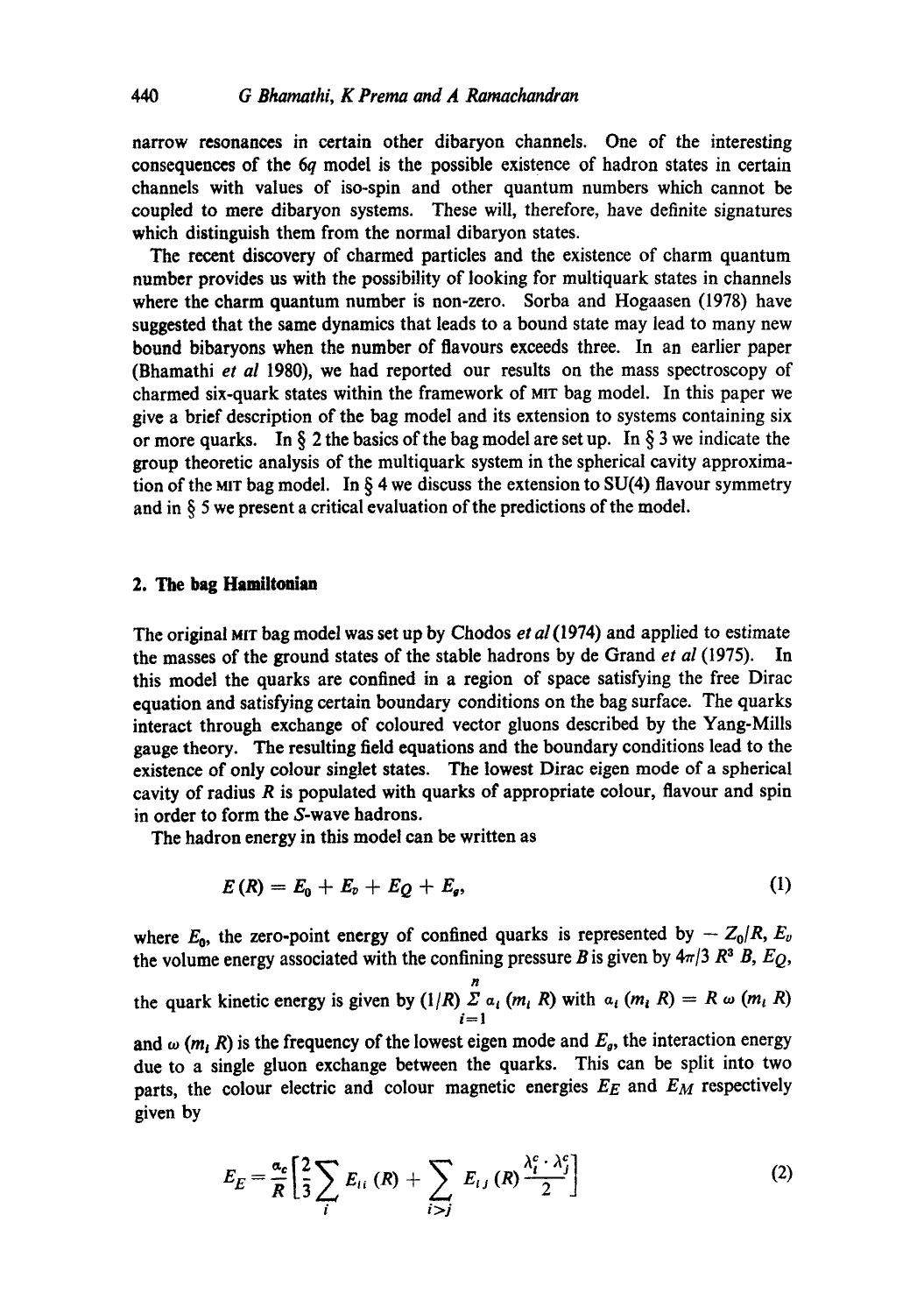narrow resonances in certain other dibaryon channels. One of the interesting consequences of the $6q$ model is the possible existence of hadron states in certain channels with values of iso-spin and other quantum numbers which cannot be coupled to mere dibaryon systems. These will, therefore, have definite signatures which distinguish them from the normal dibaryon states.

The recent discovery of charmed particles and the existence of charm quantum number provides us with the possibility of looking for multiquark states in channels where the charm quantum number is non-zero. Sorba and Hogaasen (1978) have suggested that the same dynamics that leads to a bound state may lead to many new bound bibaryons when the number of flavours exceeds three. In an earlier paper (Bhamathi *et al* 1980), we had reported our results on the mass spectroscopy of charmed six-quark states within the framework of MIT bag model. In this paper we give a brief description of the bag model and its extension to systems containing six or more quarks. In § 2 the basics of the bag model are set up. In § 3 we indicate the group theoretic analysis of the multiquark system in the spherical cavity approximation of the MIT bag model. In § 4 we discuss the extension to SU(4) flavour symmetry and in § 5 we present a critical evaluation of the predictions of the model.

## 2. The bag Hamiltonian

The original MIT bag model was set up by Chodos *et al* (1974) and applied to estimate the masses of the ground states of the stable hadrons by de Grand *et al* (1975). In this model the quarks are confined in a region of space satisfying the free Dirac equation and satisfying certain boundary conditions on the bag surface. The quarks interact through exchange of coloured vector gluons described by the Yang-Mills gauge theory. The resulting field equations and the boundary conditions lead to the existence of only colour singlet states. The lowest Dirac eigen mode of a spherical cavity of radius $R$ is populated with quarks of appropriate colour, flavour and spin in order to form the $S$-wave hadrons.

The hadron energy in this model can be written as

$$E(R) = E_0 + E_v + E_Q + E_g, \tag{1}$$

where $E_0$, the zero-point energy of confined quarks is represented by $-Z_0/R$, $E_v$ the volume energy associated with the confining pressure $B$ is given by $4\pi/3\, R^3\, B$, $E_Q$, the quark kinetic energy is given by $(1/R) \sum_{i=1}^{n} a_i\,(m_i\, R)$ with $a_i\,(m_i\, R) = R\, \omega\,(m_i\, R)$ and $\omega\,(m_i\, R)$ is the frequency of the lowest eigen mode and $E_g$, the interaction energy due to a single gluon exchange between the quarks. This can be split into two parts, the colour electric and colour magnetic energies $E_E$ and $E_M$ respectively given by

$$E_E = \frac{\alpha_c}{R}\left[\frac{2}{3}\sum_i E_{ii}\,(R) + \sum_{i>j} E_{ij}\,(R)\frac{\lambda_i^c \cdot \lambda_j^c}{2}\right] \tag{2}$$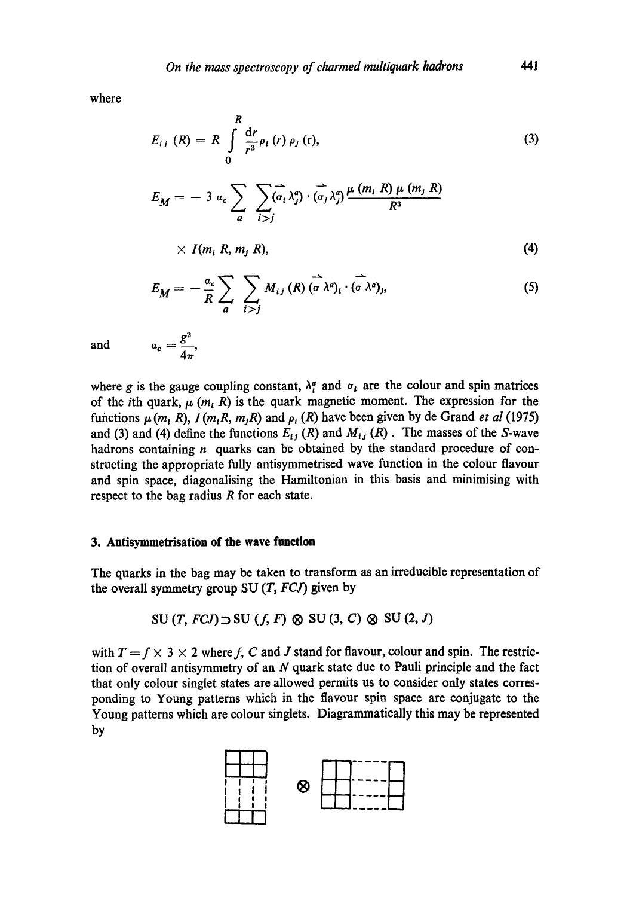where

$$E_{ij}(R) = R \int_0^R \frac{dr}{r^3} \rho_i(r) \rho_j(r), \tag{3}$$

$$E_M = -3 \alpha_c \sum_a \sum_{i>j} (\vec{\sigma_i \lambda_i^a}) \cdot (\vec{\sigma_j \lambda_j^a}) \frac{\mu(m_i R) \mu(m_j R)}{R^3}$$

$$\times I(m_i R, m_j R), \tag{4}$$

$$E_M = -\frac{\alpha_c}{R} \sum_a \sum_{i>j} M_{ij}(R) (\vec{\sigma \lambda^a})_i \cdot (\vec{\sigma \lambda^a})_j, \tag{5}$$

and $\qquad \alpha_c = \frac{g^2}{4\pi},$

where $g$ is the gauge coupling constant, $\lambda_i^a$ and $\sigma_i$ are the colour and spin matrices of the $i$th quark, $\mu(m_i R)$ is the quark magnetic moment. The expression for the functions $\mu(m_i R)$, $I(m_i R, m_j R)$ and $\rho_i(R)$ have been given by de Grand *et al* (1975) and (3) and (4) define the functions $E_{ij}(R)$ and $M_{ij}(R)$. The masses of the $S$-wave hadrons containing $n$ quarks can be obtained by the standard procedure of constructing the appropriate fully antisymmetrised wave function in the colour flavour and spin space, diagonalising the Hamiltonian in this basis and minimising with respect to the bag radius $R$ for each state.

## 3. Antisymmetrisation of the wave function

The quarks in the bag may be taken to transform as an irreducible representation of the overall symmetry group SU $(T, FCJ)$ given by

$$\text{SU}(T, FCJ) \supset \text{SU}(f, F) \otimes \text{SU}(3, C) \otimes \text{SU}(2, J)$$

with $T = f \times 3 \times 2$ where $f$, $C$ and $J$ stand for flavour, colour and spin. The restriction of overall antisymmetry of an $N$ quark state due to Pauli principle and the fact that only colour singlet states are allowed permits us to consider only states corresponding to Young patterns which in the flavour spin space are conjugate to the Young patterns which are colour singlets. Diagrammatically this may be represented by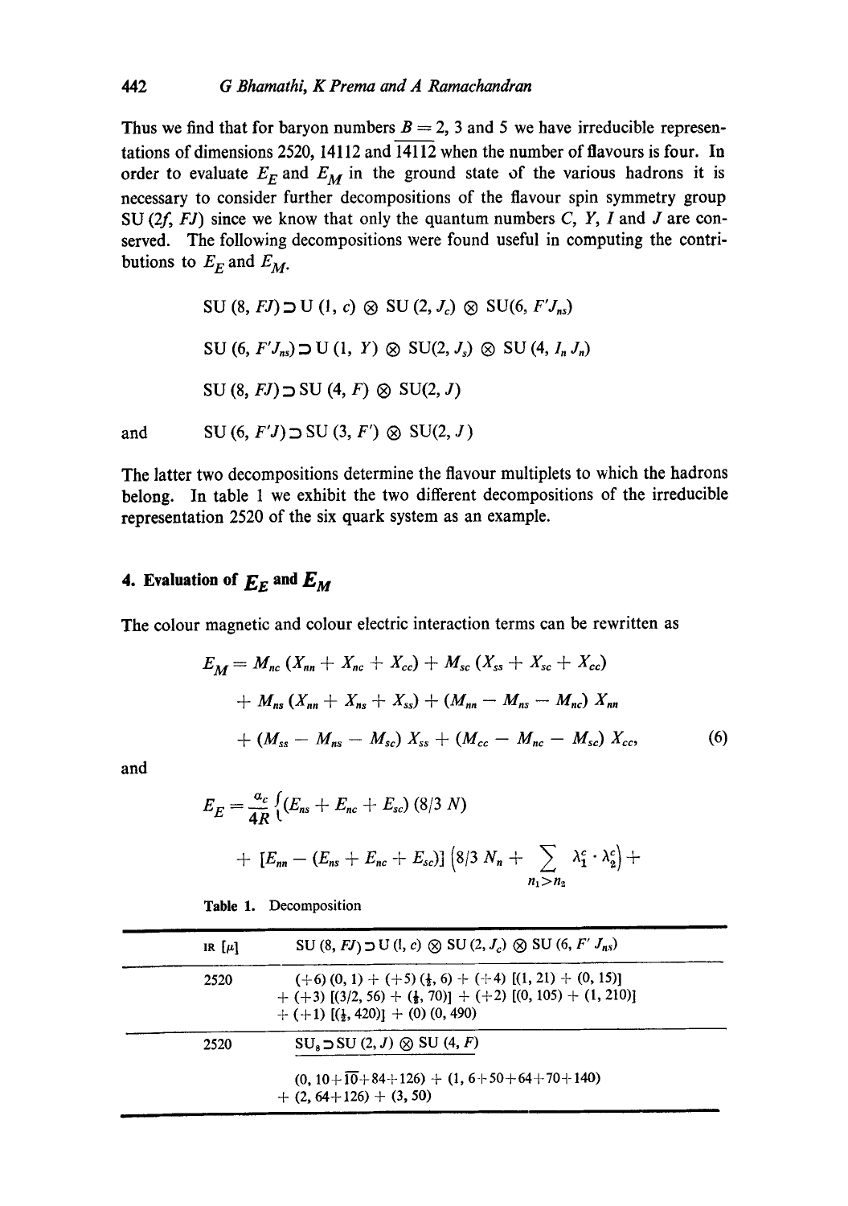Thus we find that for baryon numbers $B = 2$, 3 and 5 we have irreducible representations of dimensions 2520, 14112 and $\overline{14112}$ when the number of flavours is four. In order to evaluate $E_E$ and $E_M$ in the ground state of the various hadrons it is necessary to consider further decompositions of the flavour spin symmetry group SU $(2f, FJ)$ since we know that only the quantum numbers $C$, $Y$, $I$ and $J$ are conserved. The following decompositions were found useful in computing the contributions to $E_E$ and $E_M$.

$$\mathrm{SU}\,(8, FJ) \supset \mathrm{U}\,(1, c) \otimes \mathrm{SU}\,(2, J_c) \otimes \mathrm{SU}(6, F'J_{ns})$$

$$\mathrm{SU}\,(6, F'J_{ns}) \supset \mathrm{U}\,(1, Y) \otimes \mathrm{SU}(2, J_s) \otimes \mathrm{SU}\,(4, I_n\, J_n)$$

$$\mathrm{SU}\,(8, FJ) \supset \mathrm{SU}\,(4, F) \otimes \mathrm{SU}(2, J)$$

and

$$\mathrm{SU}\,(6, F'J) \supset \mathrm{SU}\,(3, F') \otimes \mathrm{SU}(2, J)$$

The latter two decompositions determine the flavour multiplets to which the hadrons belong. In table 1 we exhibit the two different decompositions of the irreducible representation 2520 of the six quark system as an example.

## 4. Evaluation of $E_E$ and $E_M$

The colour magnetic and colour electric interaction terms can be rewritten as

$$E_M = M_{nc}\,(X_{nn} + X_{nc} + X_{cc}) + M_{sc}\,(X_{ss} + X_{sc} + X_{cc}) + M_{ns}\,(X_{nn} + X_{ns} + X_{ss}) + (M_{nn} - M_{ns} - M_{nc})\,X_{nn} + (M_{ss} - M_{ns} - M_{sc})\,X_{ss} + (M_{cc} - M_{nc} - M_{sc})\,X_{cc}, \tag{6}$$

and

$$E_E = \frac{\alpha_c}{4R}\Big\{(E_{ns} + E_{nc} + E_{sc})\,(8/3\;N) + [E_{nn} - (E_{ns} + E_{nc} + E_{sc})]\Big(8/3\,N_n + \sum_{n_1 > n_2} \lambda_1^c \cdot \lambda_2^c\Big) +$$

Table 1. Decomposition

| IR $[\mu]$ | SU $(8, FJ) \supset$ U $(1, c) \otimes$ SU $(2, J_c) \otimes$ SU $(6, F'\,J_{ns})$ |
|---|---|
| 2520 | $(+6)\,(0, 1) + (+5)\,(\tfrac{1}{2}, 6) + (+4)\,[(1, 21) + (0, 15)] + (+3)\,[(3/2, 56) + (\tfrac{1}{2}, 70)] + (+2)\,[(0, 105) + (1, 210)] + (+1)\,[(\tfrac{1}{2}, 420)] + (0)\,(0, 490)$ |
| 2520 | $\mathrm{SU}_8 \supset \mathrm{SU}\,(2, J) \otimes \mathrm{SU}\,(4, F)$ |
| | $(0, 10 + \overline{10} + 84 + 126) + (1, 6 + 50 + 64 + 70 + 140) + (2, 64 + 126) + (3, 50)$ |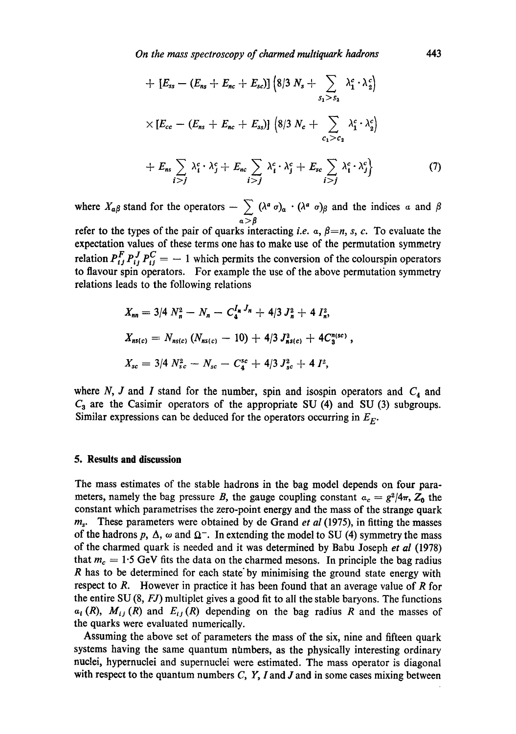$$+ [E_{ss} - (E_{ns} + E_{nc} + E_{sc})] \left(8/3\, N_s + \sum_{s_1 > s_2} \lambda_1^c \cdot \lambda_2^c\right)$$

$$\times [E_{cc} - (E_{ns} + E_{nc} + E_{ss})] \left(8/3\, N_c + \sum_{c_1 > c_2} \lambda_1^c \cdot \lambda_2^c\right)$$

$$+ E_{ns} \sum_{i>j} \lambda_i^c \cdot \lambda_j^c + E_{nc} \sum_{i>j} \lambda_i^c \cdot \lambda_j^c + E_{sc} \sum_{i>j} \lambda_i^c \cdot \lambda_j^c \Big\} \tag{7}$$

where $X_{\alpha\beta}$ stand for the operators $- \sum_{\alpha>\beta} (\lambda^a \sigma)_\alpha \cdot (\lambda^a \sigma)_\beta$ and the indices $\alpha$ and $\beta$ refer to the types of the pair of quarks interacting *i.e.* $\alpha, \beta = n, s, c$. To evaluate the expectation values of these terms one has to make use of the permutation symmetry relation $P_{ij}^F P_{ij}^J P_{ij}^C = -1$ which permits the conversion of the colourspin operators to flavour spin operators. For example the use of the above permutation symmetry relations leads to the following relations

$$X_{nn} = 3/4\, N_n^2 - N_n - C_4^{I_n J_n} + 4/3\, J_n^2 + 4\, I_n^2,$$

$$X_{ns(c)} = N_{ns(c)} (N_{ns(c)} - 10) + 4/3\, J_{ns(c)}^2 + 4 C_3^{n(sc)},$$

$$X_{sc} = 3/4\, N_{sc}^2 - N_{sc} - C_4^{sc} + 4/3\, J_{sc}^2 + 4\, I^2,$$

where $N$, $J$ and $I$ stand for the number, spin and isospin operators and $C_4$ and $C_3$ are the Casimir operators of the appropriate SU (4) and SU (3) subgroups. Similar expressions can be deduced for the operators occurring in $E_E$.

## 5. Results and discussion

The mass estimates of the stable hadrons in the bag model depends on four parameters, namely the bag pressure $B$, the gauge coupling constant $\alpha_c = g^2/4\pi$, $Z_0$ the constant which parametrises the zero-point energy and the mass of the strange quark $m_s$. These parameters were obtained by de Grand *et al* (1975), in fitting the masses of the hadrons $p$, $\Delta$, $\omega$ and $\Omega^-$. In extending the model to SU (4) symmetry the mass of the charmed quark is needed and it was determined by Babu Joseph *et al* (1978) that $m_c = 1{\cdot}5$ GeV fits the data on the charmed mesons. In principle the bag radius $R$ has to be determined for each state by minimising the ground state energy with respect to $R$. However in practice it has been found that an average value of $R$ for the entire SU (8, $FJ$) multiplet gives a good fit to all the stable baryons. The functions $a_i(R)$, $M_{ij}(R)$ and $E_{ij}(R)$ depending on the bag radius $R$ and the masses of the quarks were evaluated numerically.

Assuming the above set of parameters the mass of the six, nine and fifteen quark systems having the same quantum numbers, as the physically interesting ordinary nuclei, hypernuclei and supernuclei were estimated. The mass operator is diagonal with respect to the quantum numbers $C$, $Y$, $I$ and $J$ and in some cases mixing between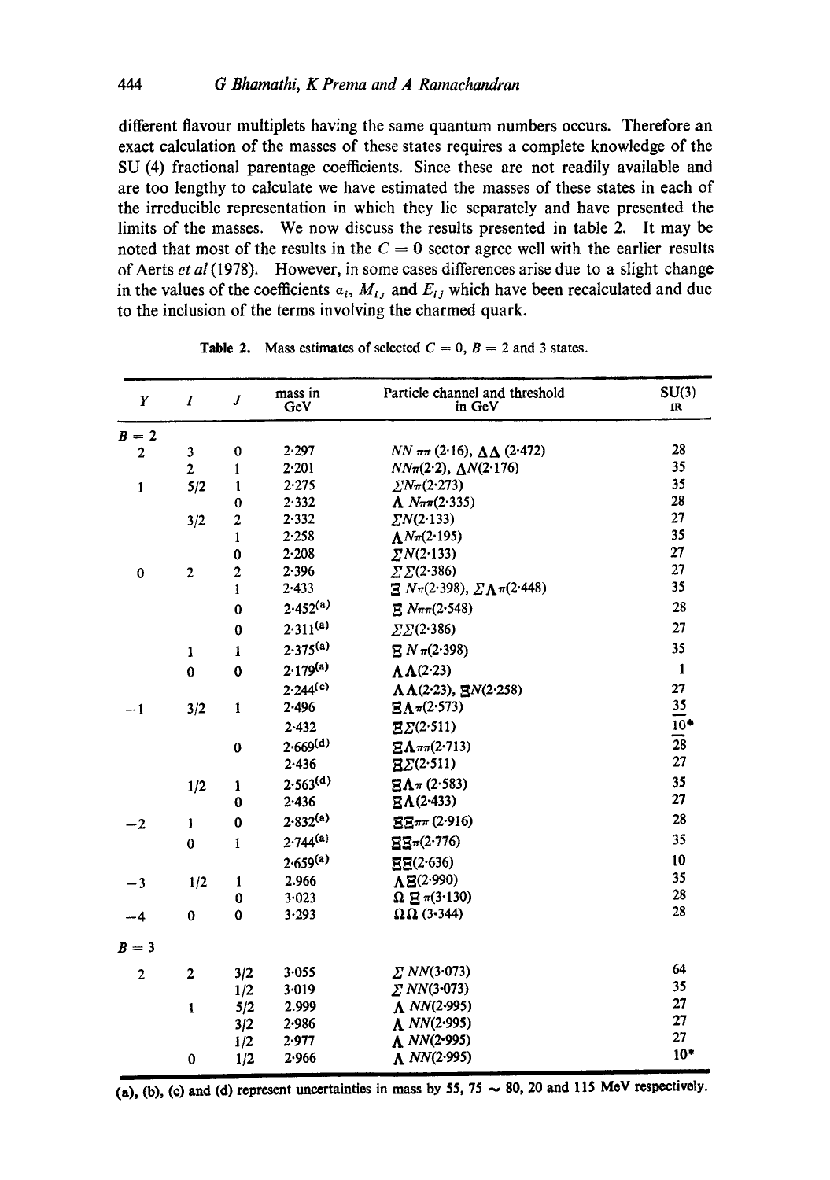different flavour multiplets having the same quantum numbers occurs. Therefore an exact calculation of the masses of these states requires a complete knowledge of the SU (4) fractional parentage coefficients. Since these are not readily available and are too lengthy to calculate we have estimated the masses of these states in each of the irreducible representation in which they lie separately and have presented the limits of the masses. We now discuss the results presented in table 2. It may be noted that most of the results in the $C = 0$ sector agree well with the earlier results of Aerts *et al* (1978). However, in some cases differences arise due to a slight change in the values of the coefficients $a_i$, $M_{ij}$ and $E_{ij}$ which have been recalculated and due to the inclusion of the terms involving the charmed quark.

**Table 2.** Mass estimates of selected $C = 0$, $B = 2$ and 3 states.

| $Y$ | $I$ | $J$ | mass in GeV | Particle channel and threshold in GeV | SU(3) IR |
|---|---|---|---|---|---|
| $B = 2$ | | | | | |
| 2 | 3 | 0 | 2·297 | $NN\pi\pi$ (2·16), $\Delta\Delta$ (2·472) | 28 |
| | 2 | 1 | 2·201 | $NN\pi$(2·2), $\Delta N$(2·176) | 35 |
| 1 | 5/2 | 1 | 2·275 | $\Sigma N\pi$(2·273) | 35 |
| | | 0 | 2·332 | $\Lambda N\pi\pi$(2·335) | 28 |
| | 3/2 | 2 | 2·332 | $\Sigma N$(2·133) | 27 |
| | | 1 | 2·258 | $\Lambda N\pi$(2·195) | 35 |
| | | 0 | 2·208 | $\Sigma N$(2·133) | 27 |
| 0 | 2 | 2 | 2·396 | $\Sigma\Sigma$(2·386) | 27 |
| | | 1 | 2·433 | $\Xi N\pi$(2·398), $\Sigma\Lambda\pi$(2·448) | 35 |
| | | 0 | 2·452[a] | $\Xi N\pi\pi$(2·548) | 28 |
| | | 0 | 2·311[a] | $\Sigma\Sigma$(2·386) | 27 |
| | 1 | 1 | 2·375[a] | $\Xi N\pi$(2·398) | 35 |
| | 0 | 0 | 2·179[a] | $\Lambda\Lambda$(2·23) | 1 |
| | | | 2·244[c] | $\Lambda\Lambda$(2·23), $\Xi N$(2·258) | 27 |
| −1 | 3/2 | 1 | 2·496 | $\Xi\Lambda\pi$(2·573) | 35 |
| | | | 2·432 | $\Xi\Sigma$(2·511) | $\overline{10}^*$ |
| | | 0 | 2·669[d] | $\Xi\Lambda\pi\pi$(2·713) | 28 |
| | | | 2·436 | $\Xi\Sigma$(2·511) | 27 |
| | 1/2 | 1 | 2·563[d] | $\Xi\Lambda\pi$ (2·583) | 35 |
| | | 0 | 2·436 | $\Xi\Lambda$(2·433) | 27 |
| −2 | 1 | 0 | 2·832[a] | $\Xi\Xi\pi\pi$ (2·916) | 28 |
| | 0 | 1 | 2·744[a] | $\Xi\Xi\pi$(2·776) | 35 |
| | | | 2·659[a] | $\Xi\Xi$(2·636) | 10 |
| −3 | 1/2 | 1 | 2.966 | $\Lambda\Xi$(2·990) | 35 |
| | | 0 | 3·023 | $\Omega\,\Xi\,\pi$(3·130) | 28 |
| −4 | 0 | 0 | 3·293 | $\Omega\Omega$ (3·344) | 28 |
| $B = 3$ | | | | | |
| 2 | 2 | 3/2 | 3·055 | $\Sigma\, NN$(3·073) | 64 |
| | | 1/2 | 3·019 | $\Sigma\, NN$(3·073) | 35 |
| | 1 | 5/2 | 2·999 | $\Lambda\, NN$(2·995) | 27 |
| | | 3/2 | 2·986 | $\Lambda\, NN$(2·995) | 27 |
| | | 1/2 | 2·977 | $\Lambda\, NN$(2·995) | 27 |
| | 0 | 1/2 | 2·966 | $\Lambda\, NN$(2·995) | 10* |

(a), (b), (c) and (d) represent uncertainties in mass by 55, 75 ∼ 80, 20 and 115 MeV respectively.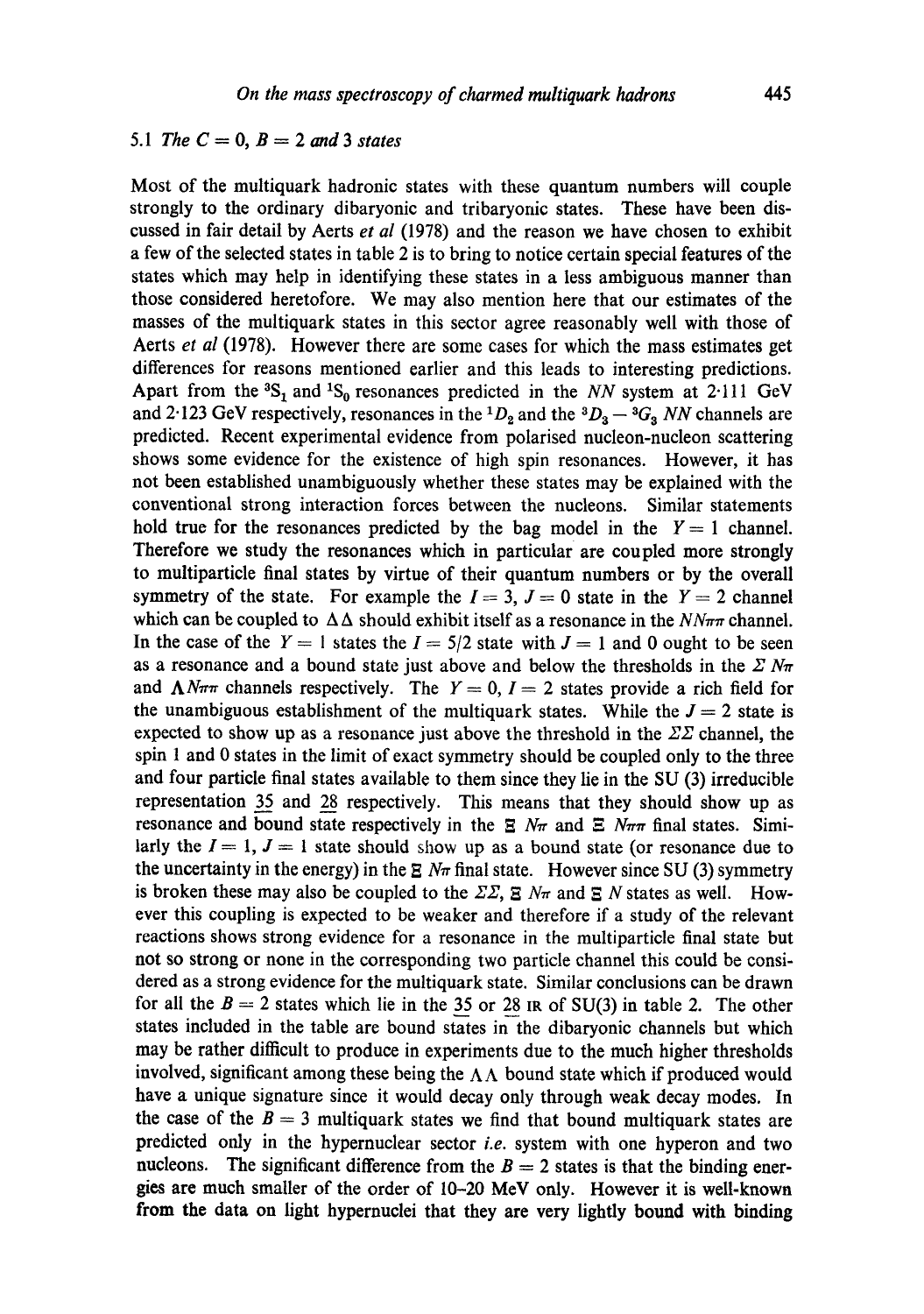### 5.1 The $C = 0$, $B = 2$ and 3 states

Most of the multiquark hadronic states with these quantum numbers will couple strongly to the ordinary dibaryonic and tribaryonic states. These have been discussed in fair detail by Aerts *et al* (1978) and the reason we have chosen to exhibit a few of the selected states in table 2 is to bring to notice certain special features of the states which may help in identifying these states in a less ambiguous manner than those considered heretofore. We may also mention here that our estimates of the masses of the multiquark states in this sector agree reasonably well with those of Aerts *et al* (1978). However there are some cases for which the mass estimates get differences for reasons mentioned earlier and this leads to interesting predictions. Apart from the $^3S_1$ and $^1S_0$ resonances predicted in the $NN$ system at 2·111 GeV and 2·123 GeV respectively, resonances in the $^1D_2$ and the $^3D_3 - {}^3G_3$ $NN$ channels are predicted. Recent experimental evidence from polarised nucleon-nucleon scattering shows some evidence for the existence of high spin resonances. However, it has not been established unambiguously whether these states may be explained with the conventional strong interaction forces between the nucleons. Similar statements hold true for the resonances predicted by the bag model in the $Y = 1$ channel. Therefore we study the resonances which in particular are coupled more strongly to multiparticle final states by virtue of their quantum numbers or by the overall symmetry of the state. For example the $I = 3$, $J = 0$ state in the $Y = 2$ channel which can be coupled to $\Delta\Delta$ should exhibit itself as a resonance in the $NN\pi\pi$ channel. In the case of the $Y = 1$ states the $I = 5/2$ state with $J = 1$ and 0 ought to be seen as a resonance and a bound state just above and below the thresholds in the $\Sigma N\pi$ and $\Lambda N\pi\pi$ channels respectively. The $Y = 0$, $I = 2$ states provide a rich field for the unambiguous establishment of the multiquark states. While the $J = 2$ state is expected to show up as a resonance just above the threshold in the $\Sigma\Sigma$ channel, the spin 1 and 0 states in the limit of exact symmetry should be coupled only to the three and four particle final states available to them since they lie in the SU (3) irreducible representation $\underline{35}$ and $\underline{28}$ respectively. This means that they should show up as resonance and bound state respectively in the $\Xi N\pi$ and $\Xi N\pi\pi$ final states. Similarly the $I = 1$, $J = 1$ state should show up as a bound state (or resonance due to the uncertainty in the energy) in the $\Xi N\pi$ final state. However since SU (3) symmetry is broken these may also be coupled to the $\Sigma\Sigma$, $\Xi N\pi$ and $\Xi N$ states as well. However this coupling is expected to be weaker and therefore if a study of the relevant reactions shows strong evidence for a resonance in the multiparticle final state but not so strong or none in the corresponding two particle channel this could be considered as a strong evidence for the multiquark state. Similar conclusions can be drawn for all the $B = 2$ states which lie in the $\underline{35}$ or $\underline{28}$ IR of SU(3) in table 2. The other states included in the table are bound states in the dibaryonic channels but which may be rather difficult to produce in experiments due to the much higher thresholds involved, significant among these being the $\Lambda\Lambda$ bound state which if produced would have a unique signature since it would decay only through weak decay modes. In the case of the $B = 3$ multiquark states we find that bound multiquark states are predicted only in the hypernuclear sector *i.e.* system with one hyperon and two nucleons. The significant difference from the $B = 2$ states is that the binding energies are much smaller of the order of 10–20 MeV only. However it is well-known from the data on light hypernuclei that they are very lightly bound with binding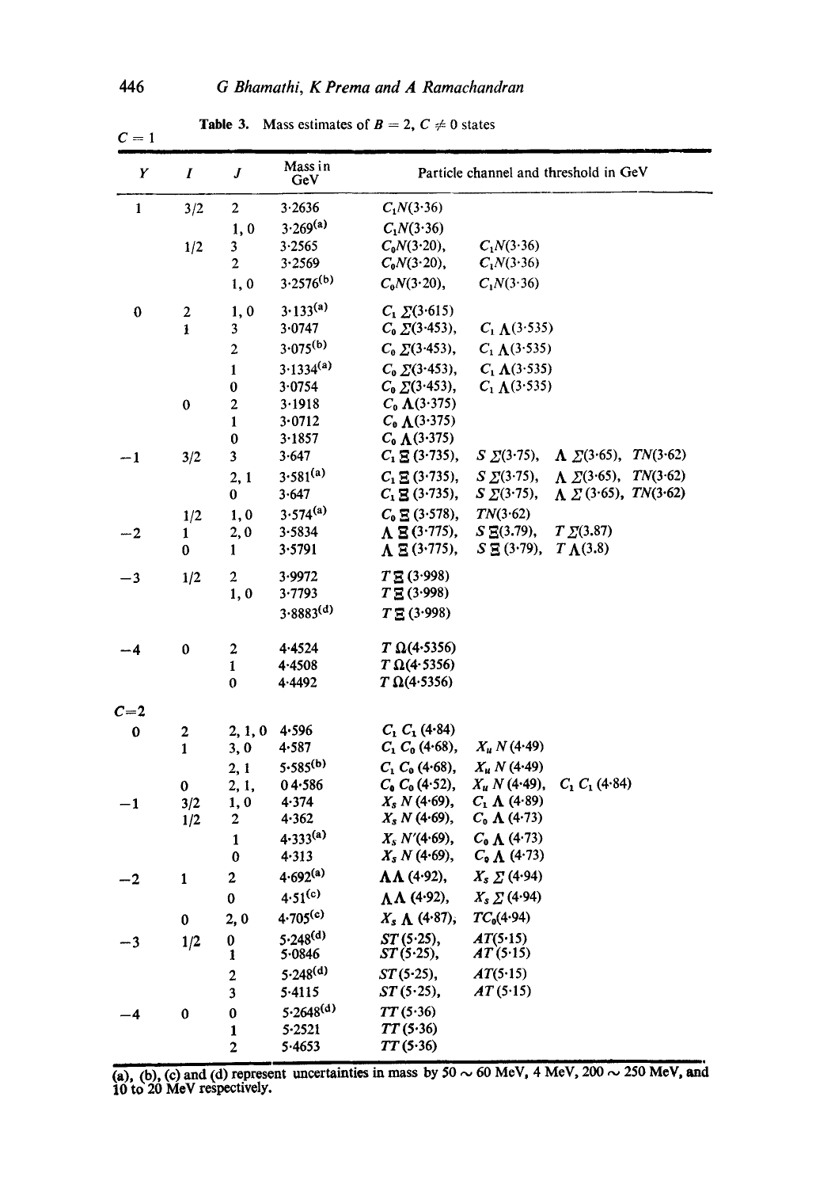**Table 3.** Mass estimates of $B = 2$, $C \neq 0$ states

| $Y$ | $I$ | $J$ | Mass in GeV | Particle channel and threshold in GeV | | |
|---|---|---|---|---|---|---|
| $C = 1$ | | | | | | |
| 1 | 3/2 | 2 | 3·2636 | $C_1N$(3·36) | | |
| | | 1, 0 | 3·269[(a)] | $C_1N$(3·36) | | |
| | 1/2 | 3 | 3·2565 | $C_0N$(3·20), | $C_1N$(3·36) | |
| | | 2 | 3·2569 | $C_0N$(3·20), | $C_1N$(3·36) | |
| | | 1, 0 | 3·2576[(b)] | $C_0N$(3·20), | $C_1N$(3·36) | |
| 0 | 2 | 1, 0 | 3·133[(a)] | $C_1\,\Sigma$(3·615) | | |
| | 1 | 3 | 3·0747 | $C_0\,\Sigma$(3·453), | $C_1\,\Lambda$(3·535) | |
| | | 2 | 3·075[(b)] | $C_0\,\Sigma$(3·453), | $C_1\,\Lambda$(3·535) | |
| | | 1 | 3·1334[(a)] | $C_0\,\Sigma$(3·453), | $C_1\,\Lambda$(3·535) | |
| | | 0 | 3·0754 | $C_0\,\Sigma$(3·453), | $C_1\,\Lambda$(3·535) | |
| | 0 | 2 | 3·1918 | $C_0\,\Lambda$(3·375) | | |
| | | 1 | 3·0712 | $C_0\,\Lambda$(3·375) | | |
| | | 0 | 3·1857 | $C_0\,\Lambda$(3·375) | | |
| −1 | 3/2 | 3 | 3·647 | $C_1\,\Xi$ (3·735), | $S\,\Sigma$(3·75), | $\Lambda\,\Sigma$(3·65), $TN$(3·62) |
| | | 2, 1 | 3·581[(a)] | $C_1\,\Xi$ (3·735), | $S\,\Sigma$(3·75), | $\Lambda\,\Sigma$(3·65), $TN$(3·62) |
| | | 0 | 3·647 | $C_1\,\Xi$ (3·735), | $S\,\Sigma$(3·75), | $\Lambda\,\Sigma$ (3·65), $TN$(3·62) |
| | 1/2 | 1, 0 | 3·574[(a)] | $C_0\,\Xi$ (3·578), | $TN$(3·62) | |
| −2 | 1 | 2, 0 | 3·5834 | $\Lambda\,\Xi$ (3·775), | $S\,\Xi$(3.79), | $T\,\Sigma$(3.87) |
| | 0 | 1 | 3·5791 | $\Lambda\,\Xi$ (3·775), | $S\,\Xi$ (3·79), | $T\,\Lambda$(3.8) |
| −3 | 1/2 | 2 | 3·9972 | $T\,\Xi$ (3·998) | | |
| | | 1, 0 | 3·7793 | $T\,\Xi$ (3·998) | | |
| | | | 3·8883[(d)] | $T\,\Xi$ (3·998) | | |
| −4 | 0 | 2 | 4·4524 | $T\,\Omega$(4·5356) | | |
| | | 1 | 4·4508 | $T\,\Omega$(4·5356) | | |
| | | 0 | 4·4492 | $T\,\Omega$(4·5356) | | |
| $C=2$ | | | | | | |
| 0 | 2 | 2, 1, 0 | 4·596 | $C_1\,C_1$ (4·84) | | |
| | 1 | 3, 0 | 4·587 | $C_1\,C_0$ (4·68), | $X_u\,N$ (4·49) | |
| | | 2, 1 | 5·585[(b)] | $C_1\,C_0$ (4·68), | $X_u\,N$ (4·49) | |
| | 0 | 2, 1, | 0 4·586 | $C_0\,C_0$ (4·52), | $X_u\,N$ (4·49), | $C_1\,C_1$ (4·84) |
| −1 | 3/2 | 1, 0 | 4·374 | $X_s\,N$ (4·69), | $C_1\,\Lambda$ (4·89) | |
| | 1/2 | 2 | 4·362 | $X_s\,N$ (4·69), | $C_0\,\Lambda$ (4·73) | |
| | | 1 | 4·333[(a)] | $X_s\,N'$(4·69), | $C_0\,\Lambda$ (4·73) | |
| | | 0 | 4·313 | $X_s\,N$ (4·69), | $C_0\,\Lambda$ (4·73) | |
| −2 | 1 | 2 | 4·692[(a)] | $\Lambda\Lambda$ (4·92), | $X_s\,\Sigma$ (4·94) | |
| | | 0 | 4·51[(c)] | $\Lambda\Lambda$ (4·92), | $X_s\,\Sigma$ (4·94) | |
| | 0 | 2, 0 | 4·705[(c)] | $X_s\,\Lambda$ (4·87), | $TC_0$(4·94) | |
| −3 | 1/2 | 0 | 5·248[(d)] | $ST$ (5·25), | $AT$(5·15) | |
| | | 1 | 5·0846 | $ST$(5·25), | $AT$(5·15) | |
| | | 2 | 5·248[(d)] | $ST$(5·25), | $AT$(5·15) | |
| | | 3 | 5·4115 | $ST$ (5·25), | $AT$ (5·15) | |
| −4 | 0 | 0 | 5·2648[(d)] | $TT$ (5·36) | | |
| | | 1 | 5·2521 | $TT$ (5·36) | | |
| | | 2 | 5·4653 | $TT$ (5·36) | | |

(a), (b), (c) and (d) represent uncertainties in mass by 50 ~ 60 MeV, 4 MeV, 200 ~ 250 MeV, and 10 to 20 MeV respectively.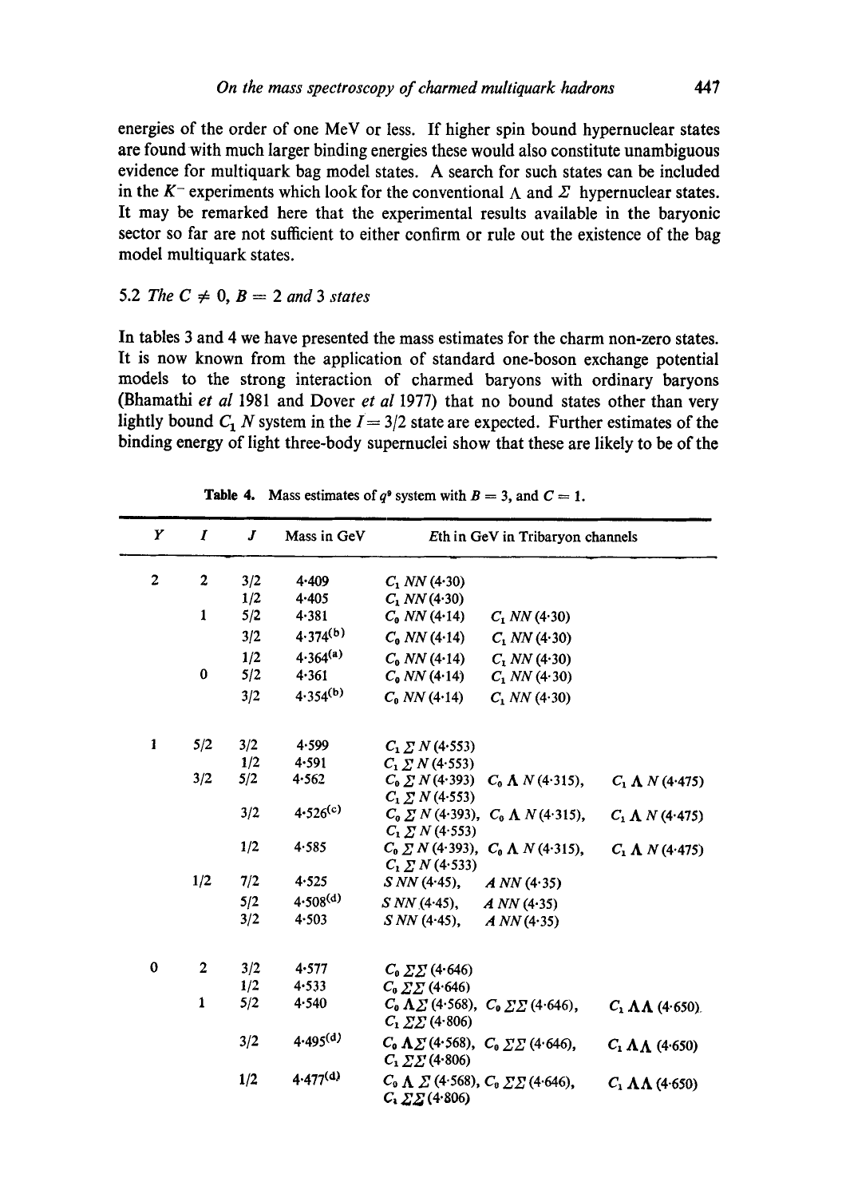energies of the order of one MeV or less. If higher spin bound hypernuclear states are found with much larger binding energies these would also constitute unambiguous evidence for multiquark bag model states. A search for such states can be included in the $K^-$ experiments which look for the conventional $\Lambda$ and $\Sigma$ hypernuclear states. It may be remarked here that the experimental results available in the baryonic sector so far are not sufficient to either confirm or rule out the existence of the bag model multiquark states.

### 5.2 The $C \neq 0$, $B = 2$ and 3 states

In tables 3 and 4 we have presented the mass estimates for the charm non-zero states. It is now known from the application of standard one-boson exchange potential models to the strong interaction of charmed baryons with ordinary baryons (Bhamathi *et al* 1981 and Dover *et al* 1977) that no bound states other than very lightly bound $C_1$ $N$ system in the $I = 3/2$ state are expected. Further estimates of the binding energy of light three-body supernuclei show that these are likely to be of the

**Table 4.** Mass estimates of $q^9$ system with $B = 3$, and $C = 1$.

| $Y$ | $I$ | $J$ | Mass in GeV | $E$th in GeV in Tribaryon channels | | |
|---|---|---|---|---|---|---|
| 2 | 2 | 3/2 | 4·409 | $C_1\,NN$ (4·30) | | |
| | | 1/2 | 4·405 | $C_1\,NN$ (4·30) | | |
| | 1 | 5/2 | 4·381 | $C_0\,NN$ (4·14) | $C_1\,NN$ (4·30) | |
| | | 3/2 | 4·374[(b)] | $C_0\,NN$ (4·14) | $C_1\,NN$ (4·30) | |
| | | 1/2 | 4·364[(a)] | $C_0\,NN$ (4·14) | $C_1\,NN$ (4·30) | |
| | 0 | 5/2 | 4·361 | $C_0\,NN$ (4·14) | $C_1\,NN$ (4·30) | |
| | | 3/2 | 4·354[(b)] | $C_0\,NN$ (4·14) | $C_1\,NN$ (4·30) | |
| 1 | 5/2 | 3/2 | 4·599 | $C_1\,\Sigma\,N$ (4·553) | | |
| | | 1/2 | 4·591 | $C_1\,\Sigma\,N$ (4·553) | | |
| | 3/2 | 5/2 | 4·562 | $C_0\,\Sigma\,N$ (4·393) $C_1\,\Sigma\,N$ (4·553) | $C_0\,\Lambda\,N$ (4·315), | $C_1\,\Lambda\,N$ (4·475) |
| | | 3/2 | 4·526[(c)] | $C_0\,\Sigma\,N$ (4·393), $C_1\,\Sigma\,N$ (4·553) | $C_0\,\Lambda\,N$ (4·315), | $C_1\,\Lambda\,N$ (4·475) |
| | | 1/2 | 4·585 | $C_0\,\Sigma\,N$ (4·393), $C_1\,\Sigma\,N$ (4·533) | $C_0\,\Lambda\,N$ (4·315), | $C_1\,\Lambda\,N$ (4·475) |
| | 1/2 | 7/2 | 4·525 | $S\,NN$ (4·45), | $A\,NN$ (4·35) | |
| | | 5/2 | 4·508[(d)] | $S\,NN$ (4·45), | $A\,NN$ (4·35) | |
| | | 3/2 | 4·503 | $S\,NN$ (4·45), | $A\,NN$ (4·35) | |
| 0 | 2 | 3/2 | 4·577 | $C_0\,\Sigma\Sigma$ (4·646) | | |
| | | 1/2 | 4·533 | $C_0\,\Sigma\Sigma$ (4·646) | | |
| | 1 | 5/2 | 4·540 | $C_0\,\Lambda\Sigma$ (4·568), $C_1\,\Sigma\Sigma$ (4·806) | $C_0\,\Sigma\Sigma$ (4·646), | $C_1\,\Lambda\Lambda$ (4·650) |
| | | 3/2 | 4·495[(d)] | $C_0\,\Lambda\Sigma$ (4·568), $C_1\,\Sigma\Sigma$ (4·806) | $C_0\,\Sigma\Sigma$ (4·646), | $C_1\,\Lambda\Lambda$ (4·650) |
| | | 1/2 | 4·477[(d)] | $C_0\,\Lambda\,\Sigma$ (4·568), $C_1\,\Sigma\Sigma$ (4·806) | $C_0\,\Sigma\Sigma$ (4·646), | $C_1\,\Lambda\Lambda$ (4·650) |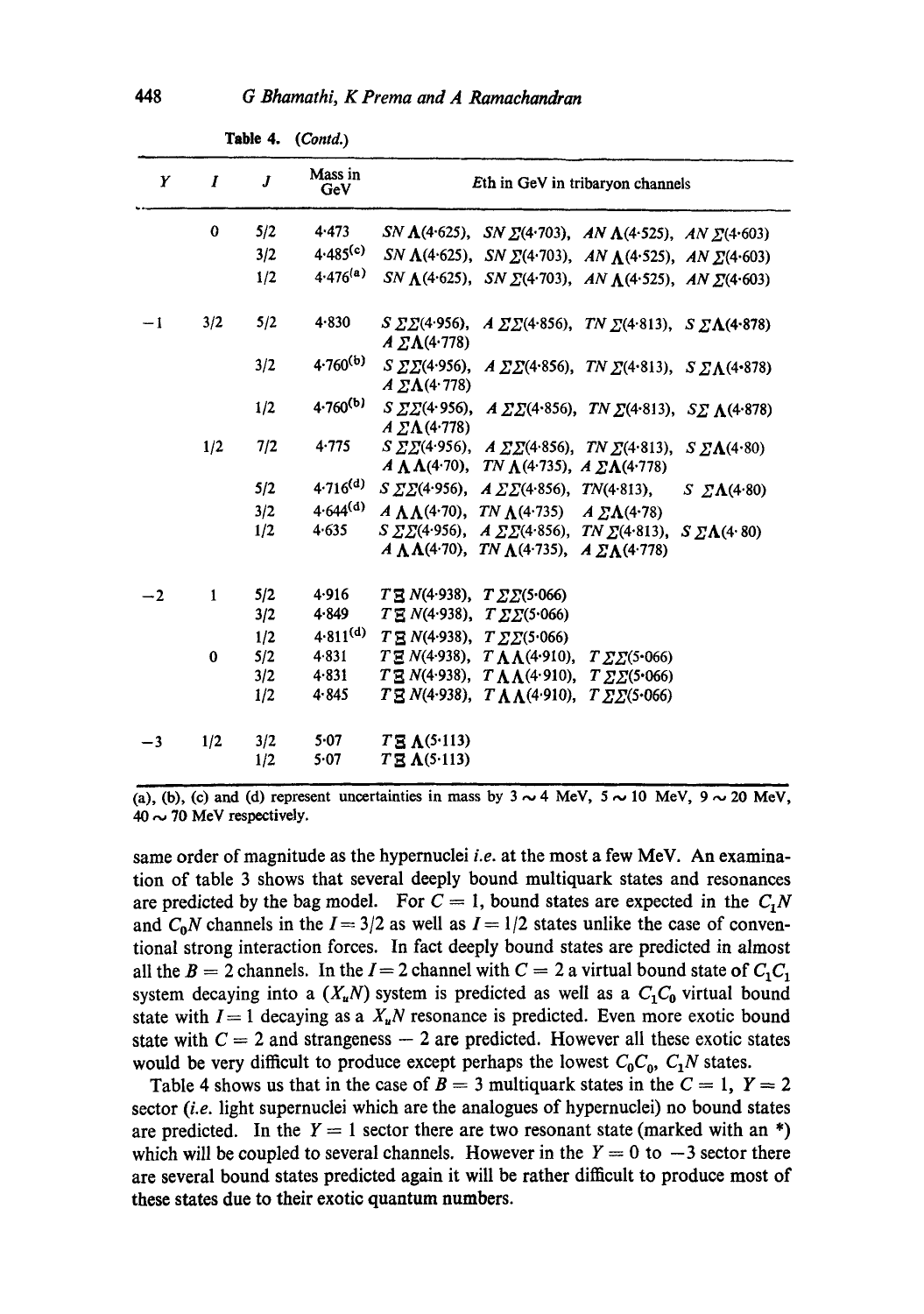**Table 4.** (*Contd.*)

| $Y$ | $I$ | $J$ | Mass in GeV | $E$th in GeV in tribaryon channels |
|---|---|---|---|---|
| | 0 | 5/2 | 4·473 | $SN\Lambda$(4·625), $SN\Sigma$(4·703), $AN\Lambda$(4·525), $AN\Sigma$(4·603) |
| | | 3/2 | 4·485[(c)] | $SN\Lambda$(4·625), $SN\Sigma$(4·703), $AN\Lambda$(4·525), $AN\Sigma$(4·603) |
| | | 1/2 | 4·476[(a)] | $SN\Lambda$(4·625), $SN\Sigma$(4·703), $AN\Lambda$(4·525), $AN\Sigma$(4·603) |
| −1 | 3/2 | 5/2 | 4·830 | $S\Sigma\Sigma$(4·956), $A\Sigma\Sigma$(4·856), $TN\Sigma$(4·813), $S\Sigma\Lambda$(4·878) $A\Sigma\Lambda$(4·778) |
| | | 3/2 | 4·760[(b)] | $S\Sigma\Sigma$(4·956), $A\Sigma\Sigma$(4·856), $TN\Sigma$(4·813), $S\Sigma\Lambda$(4·878) $A\Sigma\Lambda$(4·778) |
| | | 1/2 | 4·760[(b)] | $S\Sigma\Sigma$(4·956), $A\Sigma\Sigma$(4·856), $TN\Sigma$(4·813), $S\Sigma\Lambda$(4·878) $A\Sigma\Lambda$(4·778) |
| | 1/2 | 7/2 | 4·775 | $S\Sigma\Sigma$(4·956), $A\Sigma\Sigma$(4·856), $TN\Sigma$(4·813), $S\Sigma\Lambda$(4·80) $A\Lambda\Lambda$(4·70), $TN\Lambda$(4·735), $A\Sigma\Lambda$(4·778) |
| | | 5/2 | 4·716[(d)] | $S\Sigma\Sigma$(4·956), $A\Sigma\Sigma$(4·856), $TN$(4·813), $S\Sigma\Lambda$(4·80) |
| | | 3/2 | 4·644[(d)] | $A\Lambda\Lambda$(4·70), $TN\Lambda$(4·735) $A\Sigma\Lambda$(4·78) |
| | | 1/2 | 4·635 | $S\Sigma\Sigma$(4·956), $A\Sigma\Sigma$(4·856), $TN\Sigma$(4·813), $S\Sigma\Lambda$(4·80) $A\Lambda\Lambda$(4·70), $TN\Lambda$(4·735), $A\Sigma\Lambda$(4·778) |
| −2 | 1 | 5/2 | 4·916 | $T\Xi N$(4·938), $T\Sigma\Sigma$(5·066) |
| | | 3/2 | 4·849 | $T\Xi N$(4·938), $T\Sigma\Sigma$(5·066) |
| | | 1/2 | 4·811[(d)] | $T\Xi N$(4·938), $T\Sigma\Sigma$(5·066) |
| | 0 | 5/2 | 4·831 | $T\Xi N$(4·938), $T\Lambda\Lambda$(4·910), $T\Sigma\Sigma$(5·066) |
| | | 3/2 | 4·831 | $T\Xi N$(4·938), $T\Lambda\Lambda$(4·910), $T\Sigma\Sigma$(5·066) |
| | | 1/2 | 4·845 | $T\Xi N$(4·938), $T\Lambda\Lambda$(4·910), $T\Sigma\Sigma$(5·066) |
| −3 | 1/2 | 3/2 | 5·07 | $T\Xi\Lambda$(5·113) |
| | | 1/2 | 5·07 | $T\Xi\Lambda$(5·113) |

(a), (b), (c) and (d) represent uncertainties in mass by 3 ~ 4 MeV, 5 ~ 10 MeV, 9 ~ 20 MeV, 40 ~ 70 MeV respectively.

same order of magnitude as the hypernuclei *i.e.* at the most a few MeV. An examination of table 3 shows that several deeply bound multiquark states and resonances are predicted by the bag model. For $C = 1$, bound states are expected in the $C_1N$ and $C_0N$ channels in the $I = 3/2$ as well as $I = 1/2$ states unlike the case of conventional strong interaction forces. In fact deeply bound states are predicted in almost all the $B = 2$ channels. In the $I = 2$ channel with $C = 2$ a virtual bound state of $C_1C_1$ system decaying into a $(X_uN)$ system is predicted as well as a $C_1C_0$ virtual bound state with $I = 1$ decaying as a $X_uN$ resonance is predicted. Even more exotic bound state with $C = 2$ and strangeness $-2$ are predicted. However all these exotic states would be very difficult to produce except perhaps the lowest $C_0C_0$, $C_1N$ states.

Table 4 shows us that in the case of $B = 3$ multiquark states in the $C = 1$, $Y = 2$ sector (*i.e.* light supernuclei which are the analogues of hypernuclei) no bound states are predicted. In the $Y = 1$ sector there are two resonant state (marked with an *) which will be coupled to several channels. However in the $Y = 0$ to $-3$ sector there are several bound states predicted again it will be rather difficult to produce most of these states due to their exotic quantum numbers.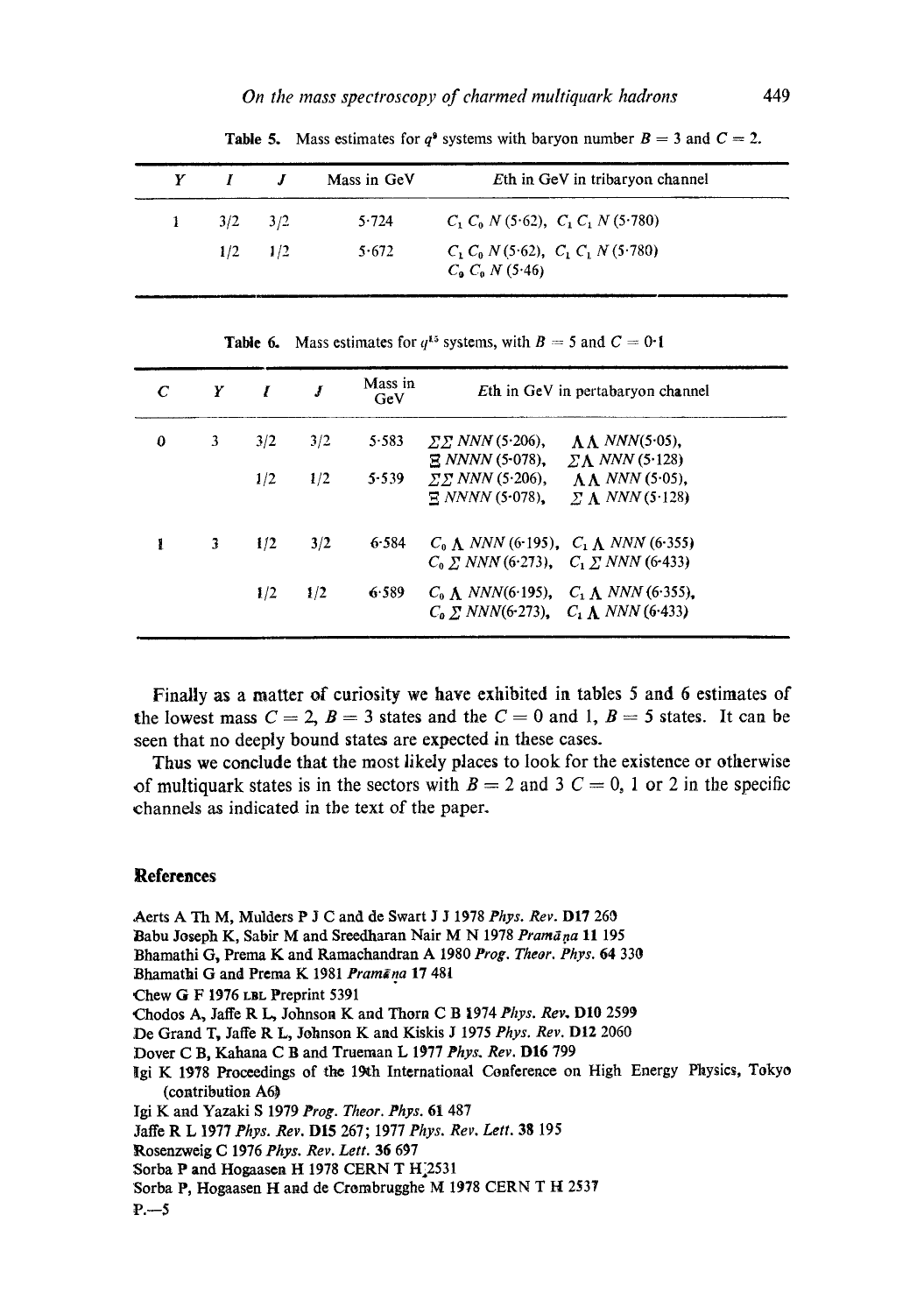**Table 5.** Mass estimates for $q^9$ systems with baryon number $B = 3$ and $C = 2$.

| $Y$ | $I$ | $J$ | Mass in GeV | $E$th in GeV in tribaryon channel |
|---|---|---|---|---|
| 1 | 3/2 | 3/2 | 5·724 | $C_1 C_0 N$ (5·62), $C_1 C_1 N$ (5·780) |
| | 1/2 | 1/2 | 5·672 | $C_1 C_0 N$ (5·62), $C_1 C_1 N$ (5·780) $C_0 C_0 N$ (5·46) |

**Table 6.** Mass estimates for $q^{15}$ systems, with $B = 5$ and $C = 0·1$

| $C$ | $Y$ | $I$ | $J$ | Mass in GeV | $E$th in GeV in pertabaryon channel |
|---|---|---|---|---|---|
| 0 | 3 | 3/2 | 3/2 | 5·583 | $\Sigma\Sigma$ $NNN$ (5·206), $\Lambda\Lambda$ $NNN$(5·05), $\Xi$ $NNNN$ (5·078), $\Sigma\Lambda$ $NNN$ (5·128) |
| | | 1/2 | 1/2 | 5·539 | $\Sigma\Sigma$ $NNN$ (5·206), $\Lambda\Lambda$ $NNN$ (5·05), $\Xi$ $NNNN$ (5·078), $\Sigma$ $\Lambda$ $NNN$ (5·128) |
| 1 | 3 | 1/2 | 3/2 | 6·584 | $C_0$ $\Lambda$ $NNN$ (6·195), $C_1$ $\Lambda$ $NNN$ (6·355) $C_0$ $\Sigma$ $NNN$ (6·273), $C_1$ $\Sigma$ $NNN$ (6·433) |
| | | 1/2 | 1/2 | 6·589 | $C_0$ $\Lambda$ $NNN$(6·195), $C_1$ $\Lambda$ $NNN$ (6·355), $C_0$ $\Sigma$ $NNN$(6·273), $C_1$ $\Lambda$ $NNN$ (6·433) |

Finally as a matter of curiosity we have exhibited in tables 5 and 6 estimates of the lowest mass $C = 2$, $B = 3$ states and the $C = 0$ and 1, $B = 5$ states. It can be seen that no deeply bound states are expected in these cases.

Thus we conclude that the most likely places to look for the existence or otherwise of multiquark states is in the sectors with $B = 2$ and 3 $C = 0$, 1 or 2 in the specific channels as indicated in the text of the paper.

## References

Aerts A Th M, Mulders P J C and de Swart J J 1978 *Phys. Rev.* **D17** 260

Babu Joseph K, Sabir M and Sreedharan Nair M N 1978 *Pramāṇa* **11** 195

Bhamathi G, Prema K and Ramachandran A 1980 *Prog. Theor. Phys.* **64** 330

Bhamathi G and Prema K 1981 *Pramāṇa* **17** 481

Chew G F 1976 LBL Preprint 5391

Chodos A, Jaffe R L, Johnson K and Thorn C B 1974 *Phys. Rev.* **D10** 2599

De Grand T, Jaffe R L, Johnson K and Kiskis J 1975 *Phys. Rev.* **D12** 2060

Dover C B, Kahana C B and Trueman L 1977 *Phys. Rev.* **D16** 799

Igi K 1978 Proceedings of the 19th International Conference on High Energy Physics, Tokyo (contribution A6)

Igi K and Yazaki S 1979 *Prog. Theor. Phys.* **61** 487

Jaffe R L 1977 *Phys. Rev.* **D15** 267; 1977 *Phys. Rev. Lett.* **38** 195

Rosenzweig C 1976 *Phys. Rev. Lett.* **36** 697

Sorba P and Hogaasen H 1978 CERN T H 2531

Sorba P, Hogaasen H and de Crombrugghe M 1978 CERN T H 2537